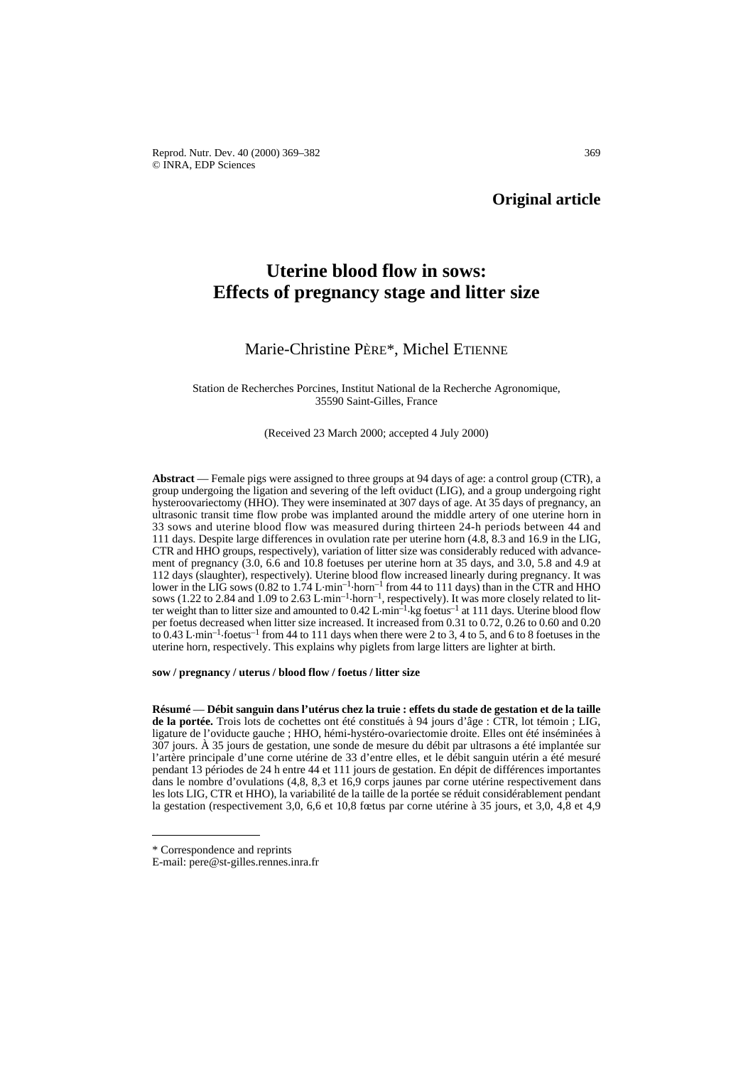**Original article**

# Uterine blood flow in sows: Effects of pregnancy stage and litter size

Marie-Christine PÈRE*, Michel ETIENNE

Station de Recherches Porcines, Institut National de la Recherche Agronomique, 35590 Saint-Gilles, France

(Received 23 March 2000; accepted 4 July 2000)

**Abstract** — Female pigs were assigned to three groups at 94 days of age: a control group (CTR), a group undergoing the ligation and severing of the left oviduct (LIG), and a group undergoing right hysteroovariectomy (HHO). They were inseminated at 307 days of age. At 35 days of pregnancy, an ultrasonic transit time flow probe was implanted around the middle artery of one uterine horn in 33 sows and uterine blood flow was measured during thirteen 24-h periods between 44 and 111 days. Despite large differences in ovulation rate per uterine horn (4.8, 8.3 and 16.9 in the LIG, CTR and HHO groups, respectively), variation of litter size was considerably reduced with advancement of pregnancy (3.0, 6.6 and 10.8 foetuses per uterine horn at 35 days, and 3.0, 5.8 and 4.9 at 112 days (slaughter), respectively). Uterine blood flow increased linearly during pregnancy. It was lower in the LIG sows (0.82 to 1.74 $L \cdot min^{-1} \cdot horn^{-1}$ from 44 to 111 days) than in the CTR and HHO sows (1.22 to 2.84 and 1.09 to 2.63 $L \cdot min^{-1} \cdot horn^{-1}$, respectively). It was more closely related to litter weight than to litter size and amounted to 0.42 $L \cdot min^{-1} \cdot kg\ foetus^{-1}$ at 111 days. Uterine blood flow per foetus decreased when litter size increased. It increased from 0.31 to 0.72, 0.26 to 0.60 and 0.20 to 0.43 $L \cdot min^{-1} \cdot foetus^{-1}$ from 44 to 111 days when there were 2 to 3, 4 to 5, and 6 to 8 foetuses in the uterine horn, respectively. This explains why piglets from large litters are lighter at birth.

**sow / pregnancy / uterus / blood flow / foetus / litter size**

**Résumé** — **Débit sanguin dans l'utérus chez la truie : effets du stade de gestation et de la taille de la portée.** Trois lots de cochettes ont été constitués à 94 jours d'âge : CTR, lot témoin ; LIG, ligature de l'oviducte gauche ; HHO, hémi-hystéro-ovariectomie droite. Elles ont été inséminées à 307 jours. À 35 jours de gestation, une sonde de mesure du débit par ultrasons a été implantée sur l'artère principale d'une corne utérine de 33 d'entre elles, et le débit sanguin utérin a été mesuré pendant 13 périodes de 24 h entre 44 et 111 jours de gestation. En dépit de différences importantes dans le nombre d'ovulations (4,8, 8,3 et 16,9 corps jaunes par corne utérine respectivement dans les lots LIG, CTR et HHO), la variabilité de la taille de la portée se réduit considérablement pendant la gestation (respectivement 3,0, 6,6 et 10,8 fœtus par corne utérine à 35 jours, et 3,0, 4,8 et 4,9

---

\* Correspondence and reprints
E-mail: pere@st-gilles.rennes.inra.fr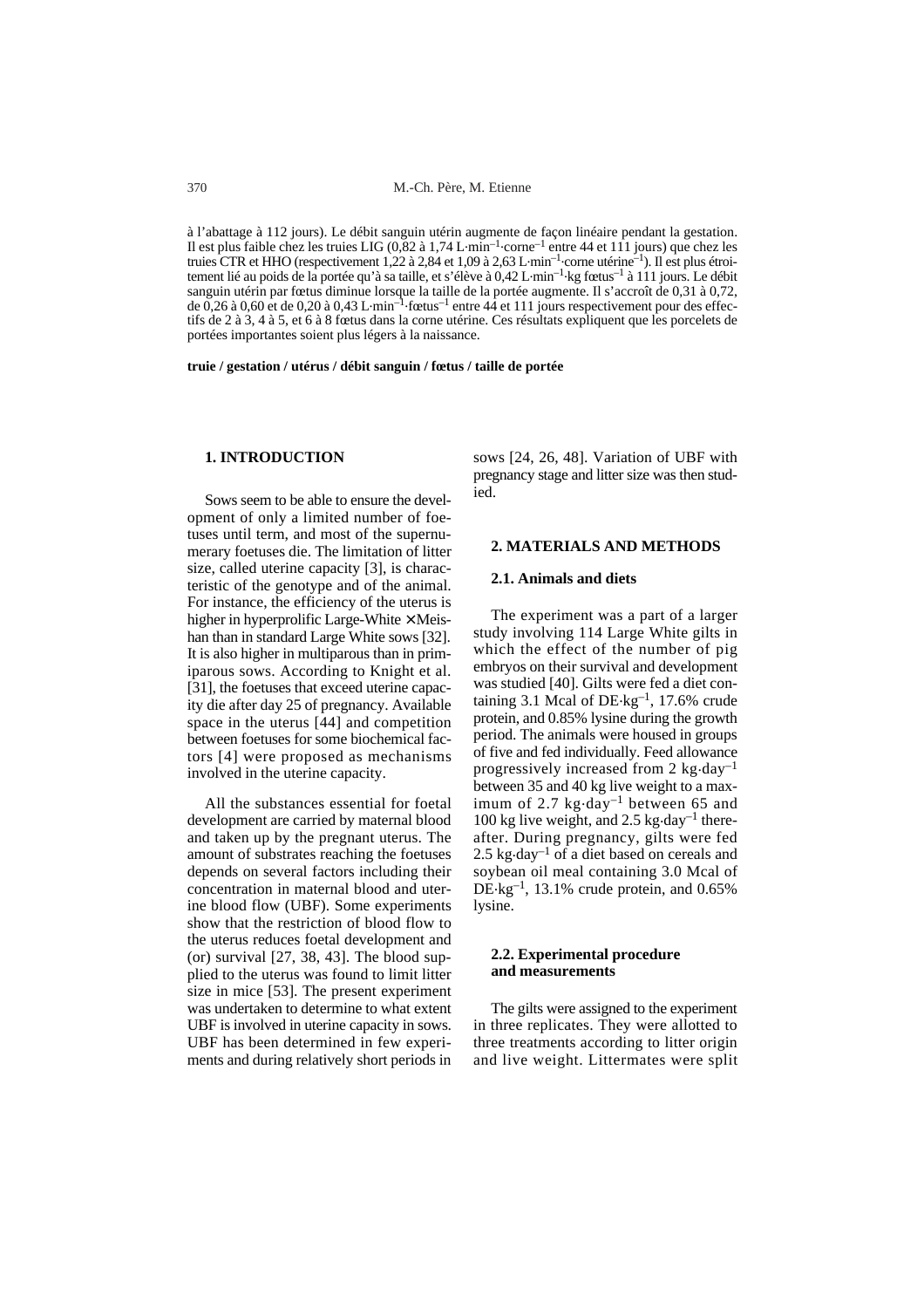à l'abattage à 112 jours). Le débit sanguin utérin augmente de façon linéaire pendant la gestation. Il est plus faible chez les truies LIG (0,82 à 1,74 L·min$^{-1}$·corne$^{-1}$ entre 44 et 111 jours) que chez les truies CTR et HHO (respectivement 1,22 à 2,84 et 1,09 à 2,63 L·min$^{-1}$·corne utérine$^{-1}$). Il est plus étroitement lié au poids de la portée qu'à sa taille, et s'élève à 0,42 L·min$^{-1}$·kg fœtus$^{-1}$ à 111 jours. Le débit sanguin utérin par fœtus diminue lorsque la taille de la portée augmente. Il s'accroît de 0,31 à 0,72, de 0,26 à 0,60 et de 0,20 à 0,43 L·min$^{-1}$·fœtus$^{-1}$ entre 44 et 111 jours respectivement pour des effectifs de 2 à 3, 4 à 5, et 6 à 8 fœtus dans la corne utérine. Ces résultats expliquent que les porcelets de portées importantes soient plus légers à la naissance.

**truie / gestation / utérus / débit sanguin / fœtus / taille de portée**

## 1. INTRODUCTION

Sows seem to be able to ensure the development of only a limited number of foetuses until term, and most of the supernumerary foetuses die. The limitation of litter size, called uterine capacity [3], is characteristic of the genotype and of the animal. For instance, the efficiency of the uterus is higher in hyperprolific Large-White × Meishan than in standard Large White sows [32]. It is also higher in multiparous than in primiparous sows. According to Knight et al. [31], the foetuses that exceed uterine capacity die after day 25 of pregnancy. Available space in the uterus [44] and competition between foetuses for some biochemical factors [4] were proposed as mechanisms involved in the uterine capacity.

All the substances essential for foetal development are carried by maternal blood and taken up by the pregnant uterus. The amount of substrates reaching the foetuses depends on several factors including their concentration in maternal blood and uterine blood flow (UBF). Some experiments show that the restriction of blood flow to the uterus reduces foetal development and (or) survival [27, 38, 43]. The blood supplied to the uterus was found to limit litter size in mice [53]. The present experiment was undertaken to determine to what extent UBF is involved in uterine capacity in sows. UBF has been determined in few experiments and during relatively short periods in sows [24, 26, 48]. Variation of UBF with pregnancy stage and litter size was then studied.

## 2. MATERIALS AND METHODS

### 2.1. Animals and diets

The experiment was a part of a larger study involving 114 Large White gilts in which the effect of the number of pig embryos on their survival and development was studied [40]. Gilts were fed a diet containing 3.1 Mcal of DE·kg$^{-1}$, 17.6% crude protein, and 0.85% lysine during the growth period. The animals were housed in groups of five and fed individually. Feed allowance progressively increased from 2 kg·day$^{-1}$ between 35 and 40 kg live weight to a maximum of 2.7 kg·day$^{-1}$ between 65 and 100 kg live weight, and 2.5 kg·day$^{-1}$ thereafter. During pregnancy, gilts were fed 2.5 kg·day$^{-1}$ of a diet based on cereals and soybean oil meal containing 3.0 Mcal of DE·kg$^{-1}$, 13.1% crude protein, and 0.65% lysine.

### 2.2. Experimental procedure and measurements

The gilts were assigned to the experiment in three replicates. They were allotted to three treatments according to litter origin and live weight. Littermates were split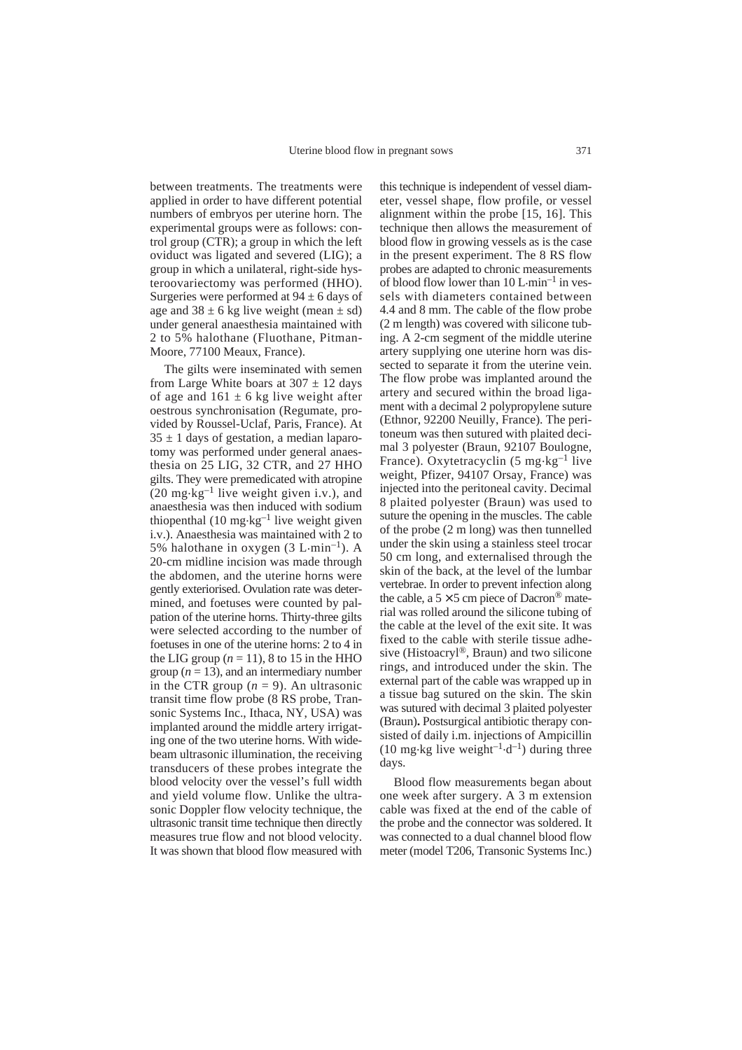between treatments. The treatments were applied in order to have different potential numbers of embryos per uterine horn. The experimental groups were as follows: control group (CTR); a group in which the left oviduct was ligated and severed (LIG); a group in which a unilateral, right-side hysteroovariectomy was performed (HHO). Surgeries were performed at $94 \pm 6$ days of age and $38 \pm 6$ kg live weight (mean $\pm$ sd) under general anaesthesia maintained with 2 to 5% halothane (Fluothane, Pitman-Moore, 77100 Meaux, France).

The gilts were inseminated with semen from Large White boars at $307 \pm 12$ days of age and $161 \pm 6$ kg live weight after oestrous synchronisation (Regumate, provided by Roussel-Uclaf, Paris, France). At $35 \pm 1$ days of gestation, a median laparotomy was performed under general anaesthesia on 25 LIG, 32 CTR, and 27 HHO gilts. They were premedicated with atropine ($20\ mg \cdot kg^{-1}$ live weight given i.v.), and anaesthesia was then induced with sodium thiopenthal ($10\ mg \cdot kg^{-1}$ live weight given i.v.). Anaesthesia was maintained with 2 to 5% halothane in oxygen ($3\ L \cdot min^{-1}$). A 20-cm midline incision was made through the abdomen, and the uterine horns were gently exteriorised. Ovulation rate was determined, and foetuses were counted by palpation of the uterine horns. Thirty-three gilts were selected according to the number of foetuses in one of the uterine horns: 2 to 4 in the LIG group ($n = 11$), 8 to 15 in the HHO group ($n = 13$), and an intermediary number in the CTR group ($n = 9$). An ultrasonic transit time flow probe (8 RS probe, Transonic Systems Inc., Ithaca, NY, USA) was implanted around the middle artery irrigating one of the two uterine horns. With wide-beam ultrasonic illumination, the receiving transducers of these probes integrate the blood velocity over the vessel's full width and yield volume flow. Unlike the ultrasonic Doppler flow velocity technique, the ultrasonic transit time technique then directly measures true flow and not blood velocity. It was shown that blood flow measured with this technique is independent of vessel diameter, vessel shape, flow profile, or vessel alignment within the probe [15, 16]. This technique then allows the measurement of blood flow in growing vessels as is the case in the present experiment. The 8 RS flow probes are adapted to chronic measurements of blood flow lower than $10\ L \cdot min^{-1}$ in vessels with diameters contained between 4.4 and 8 mm. The cable of the flow probe (2 m length) was covered with silicone tubing. A 2-cm segment of the middle uterine artery supplying one uterine horn was dissected to separate it from the uterine vein. The flow probe was implanted around the artery and secured within the broad ligament with a decimal 2 polypropylene suture (Ethnor, 92200 Neuilly, France). The peritoneum was then sutured with plaited decimal 3 polyester (Braun, 92107 Boulogne, France). Oxytetracyclin ($5\ mg \cdot kg^{-1}$ live weight, Pfizer, 94107 Orsay, France) was injected into the peritoneal cavity. Decimal 8 plaited polyester (Braun) was used to suture the opening in the muscles. The cable of the probe (2 m long) was then tunnelled under the skin using a stainless steel trocar 50 cm long, and externalised through the skin of the back, at the level of the lumbar vertebrae. In order to prevent infection along the cable, a $5 \times 5$ cm piece of Dacron® material was rolled around the silicone tubing of the cable at the level of the exit site. It was fixed to the cable with sterile tissue adhesive (Histoacryl®, Braun) and two silicone rings, and introduced under the skin. The external part of the cable was wrapped up in a tissue bag sutured on the skin. The skin was sutured with decimal 3 plaited polyester (Braun). Postsurgical antibiotic therapy consisted of daily i.m. injections of Ampicillin ($10\ mg \cdot kg$ live $weight^{-1} \cdot d^{-1}$) during three days.

Blood flow measurements began about one week after surgery. A 3 m extension cable was fixed at the end of the cable of the probe and the connector was soldered. It was connected to a dual channel blood flow meter (model T206, Transonic Systems Inc.)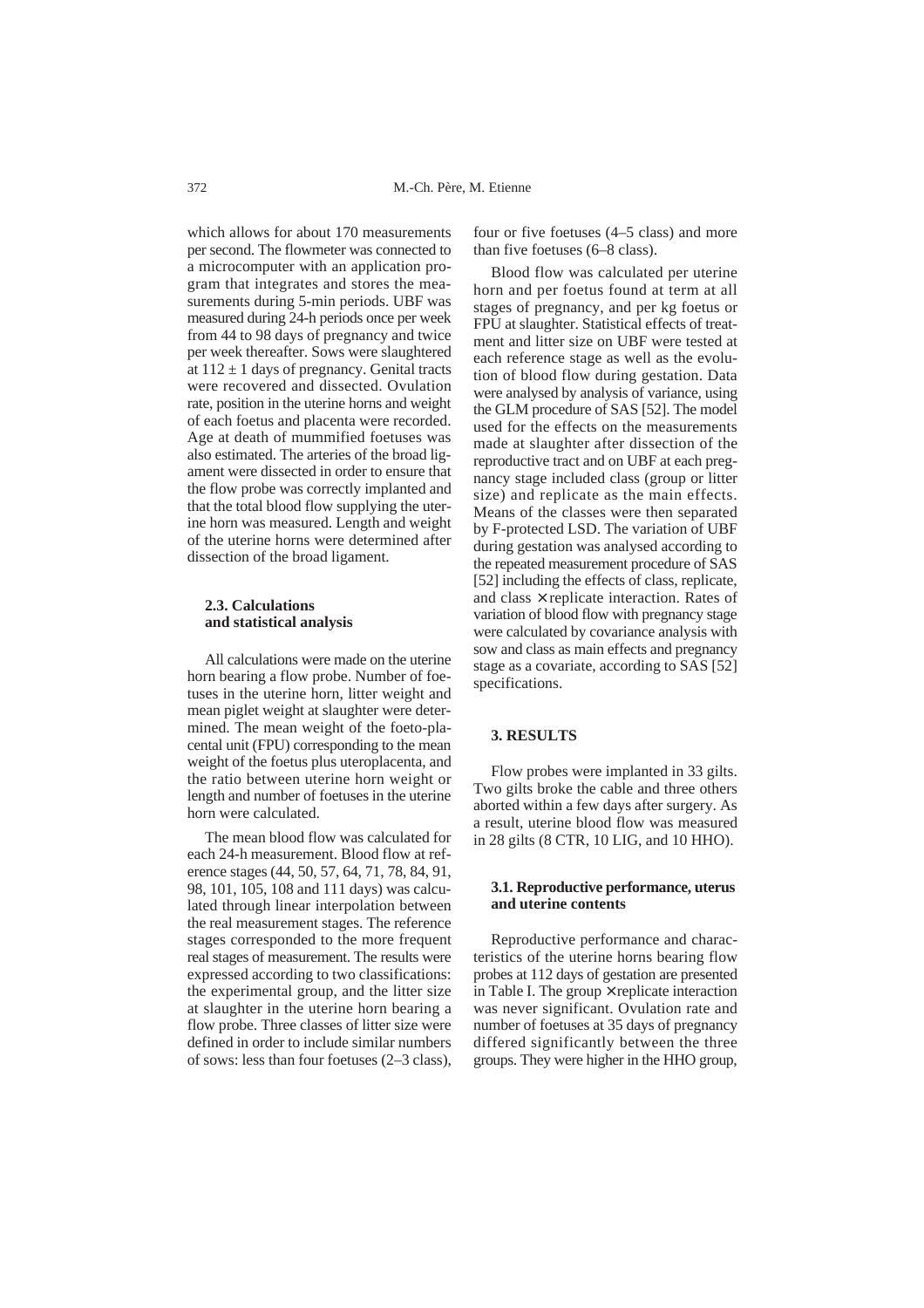which allows for about 170 measurements per second. The flowmeter was connected to a microcomputer with an application program that integrates and stores the measurements during 5-min periods. UBF was measured during 24-h periods once per week from 44 to 98 days of pregnancy and twice per week thereafter. Sows were slaughtered at $112 \pm 1$ days of pregnancy. Genital tracts were recovered and dissected. Ovulation rate, position in the uterine horns and weight of each foetus and placenta were recorded. Age at death of mummified foetuses was also estimated. The arteries of the broad ligament were dissected in order to ensure that the flow probe was correctly implanted and that the total blood flow supplying the uterine horn was measured. Length and weight of the uterine horns were determined after dissection of the broad ligament.

### 2.3. Calculations and statistical analysis

All calculations were made on the uterine horn bearing a flow probe. Number of foetuses in the uterine horn, litter weight and mean piglet weight at slaughter were determined. The mean weight of the foeto-placental unit (FPU) corresponding to the mean weight of the foetus plus uteroplacenta, and the ratio between uterine horn weight or length and number of foetuses in the uterine horn were calculated.

The mean blood flow was calculated for each 24-h measurement. Blood flow at reference stages (44, 50, 57, 64, 71, 78, 84, 91, 98, 101, 105, 108 and 111 days) was calculated through linear interpolation between the real measurement stages. The reference stages corresponded to the more frequent real stages of measurement. The results were expressed according to two classifications: the experimental group, and the litter size at slaughter in the uterine horn bearing a flow probe. Three classes of litter size were defined in order to include similar numbers of sows: less than four foetuses (2–3 class), four or five foetuses (4–5 class) and more than five foetuses (6–8 class).

Blood flow was calculated per uterine horn and per foetus found at term at all stages of pregnancy, and per kg foetus or FPU at slaughter. Statistical effects of treatment and litter size on UBF were tested at each reference stage as well as the evolution of blood flow during gestation. Data were analysed by analysis of variance, using the GLM procedure of SAS [52]. The model used for the effects on the measurements made at slaughter after dissection of the reproductive tract and on UBF at each pregnancy stage included class (group or litter size) and replicate as the main effects. Means of the classes were then separated by F-protected LSD. The variation of UBF during gestation was analysed according to the repeated measurement procedure of SAS [52] including the effects of class, replicate, and class × replicate interaction. Rates of variation of blood flow with pregnancy stage were calculated by covariance analysis with sow and class as main effects and pregnancy stage as a covariate, according to SAS [52] specifications.

## 3. RESULTS

Flow probes were implanted in 33 gilts. Two gilts broke the cable and three others aborted within a few days after surgery. As a result, uterine blood flow was measured in 28 gilts (8 CTR, 10 LIG, and 10 HHO).

### 3.1. Reproductive performance, uterus and uterine contents

Reproductive performance and characteristics of the uterine horns bearing flow probes at 112 days of gestation are presented in Table I. The group × replicate interaction was never significant. Ovulation rate and number of foetuses at 35 days of pregnancy differed significantly between the three groups. They were higher in the HHO group,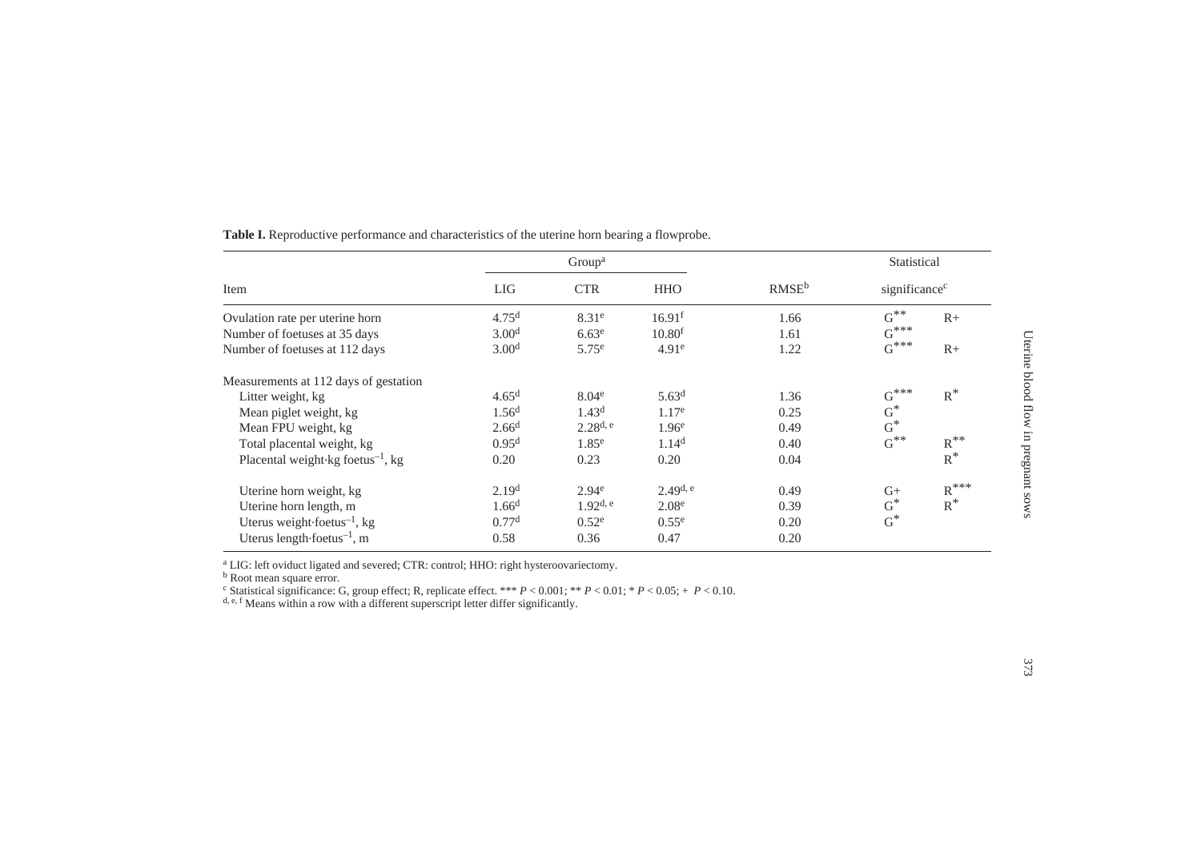**Table I.** Reproductive performance and characteristics of the uterine horn bearing a flowprobe.

| Item | Group[a] | | | RMSE[b] | Statistical significance[c] | |
|---|---|---|---|---|---|---|
| | LIG | CTR | HHO | | | |
| Ovulation rate per uterine horn | $4.75^{d}$ | $8.31^{e}$ | $16.91^{f}$ | 1.66 | G** | R+ |
| Number of foetuses at 35 days | $3.00^{d}$ | $6.63^{e}$ | $10.80^{f}$ | 1.61 | G*** | |
| Number of foetuses at 112 days | $3.00^{d}$ | $5.75^{e}$ | $4.91^{e}$ | 1.22 | G*** | R+ |
| Measurements at 112 days of gestation | | | | | | |
| Litter weight, kg | $4.65^{d}$ | $8.04^{e}$ | $5.63^{d}$ | 1.36 | G*** | R* |
| Mean piglet weight, kg | $1.56^{d}$ | $1.43^{d}$ | $1.17^{e}$ | 0.25 | G* | |
| Mean FPU weight, kg | $2.66^{d}$ | $2.28^{d, e}$ | $1.96^{e}$ | 0.49 | G* | |
| Total placental weight, kg | $0.95^{d}$ | $1.85^{e}$ | $1.14^{d}$ | 0.40 | G** | R** |
| Placental weight·kg foetus$^{-1}$, kg | 0.20 | 0.23 | 0.20 | 0.04 | | R* |
| Uterine horn weight, kg | $2.19^{d}$ | $2.94^{e}$ | $2.49^{d, e}$ | 0.49 | G+ | R*** |
| Uterine horn length, m | $1.66^{d}$ | $1.92^{d, e}$ | $2.08^{e}$ | 0.39 | G* | R* |
| Uterus weight·foetus$^{-1}$, kg | $0.77^{d}$ | $0.52^{e}$ | $0.55^{e}$ | 0.20 | G* | |
| Uterus length·foetus$^{-1}$, m | 0.58 | 0.36 | 0.47 | 0.20 | | |

[a] LIG: left oviduct ligated and severed; CTR: control; HHO: right hysteroovariectomy.
[b] Root mean square error.
[c] Statistical significance: G, group effect; R, replicate effect. *** $P < 0.001$; ** $P < 0.01$; * $P < 0.05$; + $P < 0.10$.
[d, e, f] Means within a row with a different superscript letter differ significantly.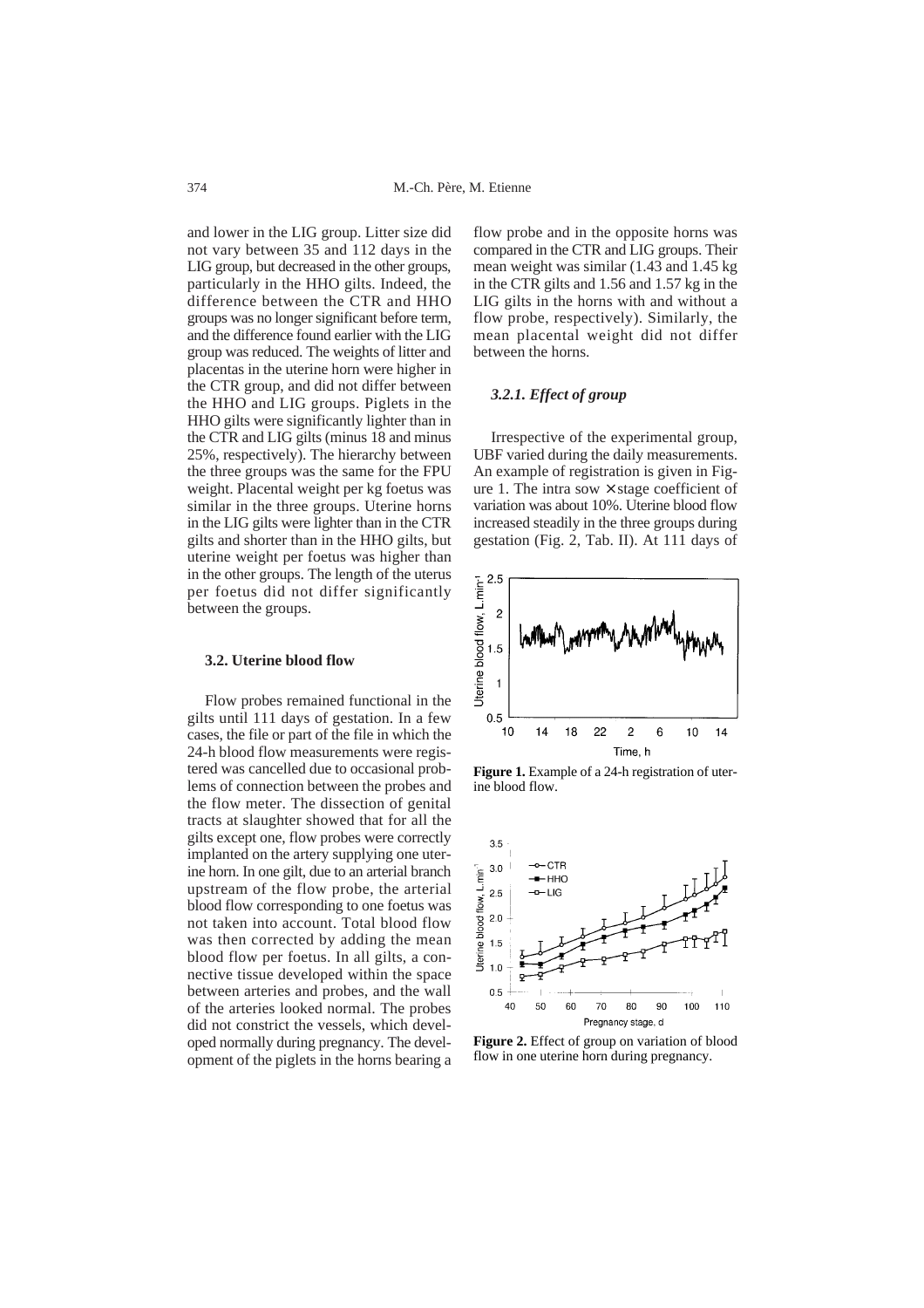and lower in the LIG group. Litter size did not vary between 35 and 112 days in the LIG group, but decreased in the other groups, particularly in the HHO gilts. Indeed, the difference between the CTR and HHO groups was no longer significant before term, and the difference found earlier with the LIG group was reduced. The weights of litter and placentas in the uterine horn were higher in the CTR group, and did not differ between the HHO and LIG groups. Piglets in the HHO gilts were significantly lighter than in the CTR and LIG gilts (minus 18 and minus 25%, respectively). The hierarchy between the three groups was the same for the FPU weight. Placental weight per kg foetus was similar in the three groups. Uterine horns in the LIG gilts were lighter than in the CTR gilts and shorter than in the HHO gilts, but uterine weight per foetus was higher than in the other groups. The length of the uterus per foetus did not differ significantly between the groups.

### 3.2. Uterine blood flow

Flow probes remained functional in the gilts until 111 days of gestation. In a few cases, the file or part of the file in which the 24-h blood flow measurements were registered was cancelled due to occasional problems of connection between the probes and the flow meter. The dissection of genital tracts at slaughter showed that for all the gilts except one, flow probes were correctly implanted on the artery supplying one uterine horn. In one gilt, due to an arterial branch upstream of the flow probe, the arterial blood flow corresponding to one foetus was not taken into account. Total blood flow was then corrected by adding the mean blood flow per foetus. In all gilts, a connective tissue developed within the space between arteries and probes, and the wall of the arteries looked normal. The probes did not constrict the vessels, which developed normally during pregnancy. The development of the piglets in the horns bearing a flow probe and in the opposite horns was compared in the CTR and LIG groups. Their mean weight was similar (1.43 and 1.45 kg in the CTR gilts and 1.56 and 1.57 kg in the LIG gilts in the horns with and without a flow probe, respectively). Similarly, the mean placental weight did not differ between the horns.

#### *3.2.1. Effect of group*

Irrespective of the experimental group, UBF varied during the daily measurements. An example of registration is given in Figure 1. The intra sow × stage coefficient of variation was about 10%. Uterine blood flow increased steadily in the three groups during gestation (Fig. 2, Tab. II). At 111 days of

**Figure 1.** Example of a 24-h registration of uterine blood flow.

**Figure 2.** Effect of group on variation of blood flow in one uterine horn during pregnancy.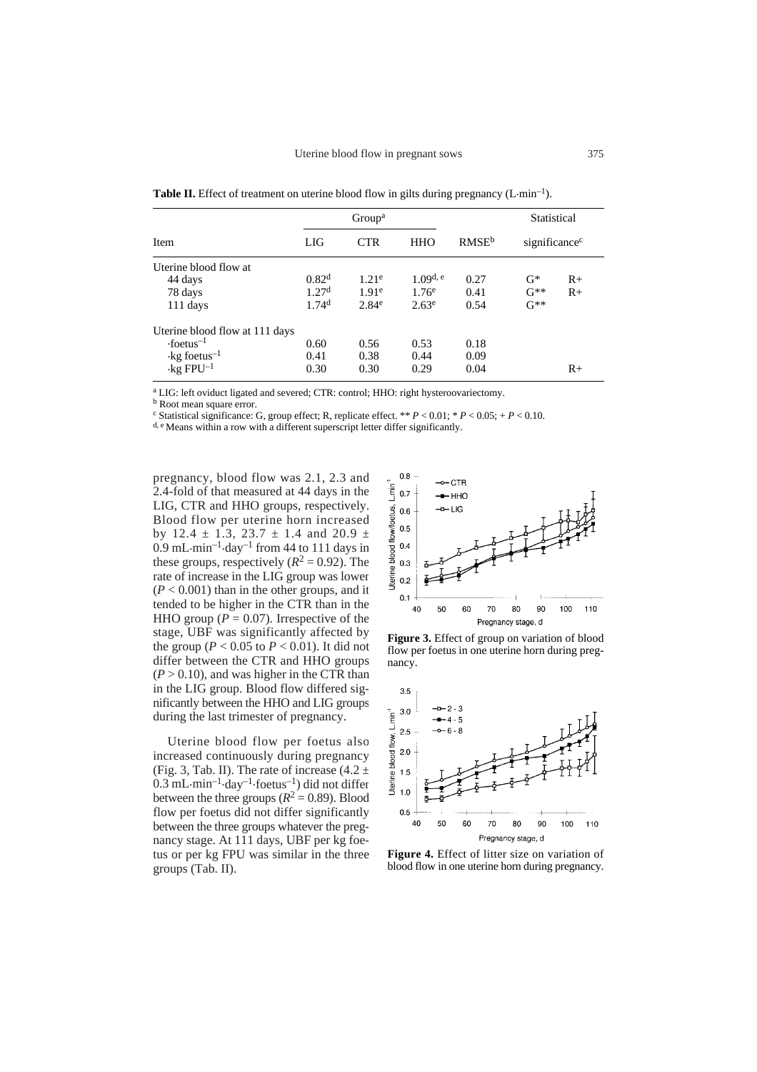**Table II.** Effect of treatment on uterine blood flow in gilts during pregnancy ($L \cdot min^{-1}$).

| Item | Group[a] | | | RMSE[b] | Statistical significance[c] | |
|---|---|---|---|---|---|---|
| | LIG | CTR | HHO | | | |
| Uterine blood flow at | | | | | | |
| 44 days | 0.82[d] | 1.21[e] | 1.09[d, e] | 0.27 | G* | R+ |
| 78 days | 1.27[d] | 1.91[e] | 1.76[e] | 0.41 | G** | R+ |
| 111 days | 1.74[d] | 2.84[e] | 2.63[e] | 0.54 | G** | |
| Uterine blood flow at 111 days | | | | | | |
| $\cdot foetus^{-1}$ | 0.60 | 0.56 | 0.53 | 0.18 | | |
| $\cdot kg\ foetus^{-1}$ | 0.41 | 0.38 | 0.44 | 0.09 | | |
| $\cdot kg\ FPU^{-1}$ | 0.30 | 0.30 | 0.29 | 0.04 | | R+ |

[a] LIG: left oviduct ligated and severed; CTR: control; HHO: right hysteroovariectomy.
[b] Root mean square error.
[c] Statistical significance: G, group effect; R, replicate effect. ** $P < 0.01$; * $P < 0.05$; + $P < 0.10$.
[d, e] Means within a row with a different superscript letter differ significantly.

pregnancy, blood flow was 2.1, 2.3 and 2.4-fold of that measured at 44 days in the LIG, CTR and HHO groups, respectively. Blood flow per uterine horn increased by 12.4 ± 1.3, 23.7 ± 1.4 and 20.9 ± 0.9 $mL \cdot min^{-1} \cdot day^{-1}$ from 44 to 111 days in these groups, respectively ($R^2 = 0.92$). The rate of increase in the LIG group was lower ($P < 0.001$) than in the other groups, and it tended to be higher in the CTR than in the HHO group ($P = 0.07$). Irrespective of the stage, UBF was significantly affected by the group ($P < 0.05$ to $P < 0.01$). It did not differ between the CTR and HHO groups ($P > 0.10$), and was higher in the CTR than in the LIG group. Blood flow differed significantly between the HHO and LIG groups during the last trimester of pregnancy.

Uterine blood flow per foetus also increased continuously during pregnancy (Fig. 3, Tab. II). The rate of increase (4.2 ± 0.3 $mL \cdot min^{-1} \cdot day^{-1} \cdot foetus^{-1}$) did not differ between the three groups ($R^2 = 0.89$). Blood flow per foetus did not differ significantly between the three groups whatever the pregnancy stage. At 111 days, UBF per kg foetus or per kg FPU was similar in the three groups (Tab. II).

**Figure 3.** Effect of group on variation of blood flow per foetus in one uterine horn during pregnancy.

**Figure 4.** Effect of litter size on variation of blood flow in one uterine horn during pregnancy.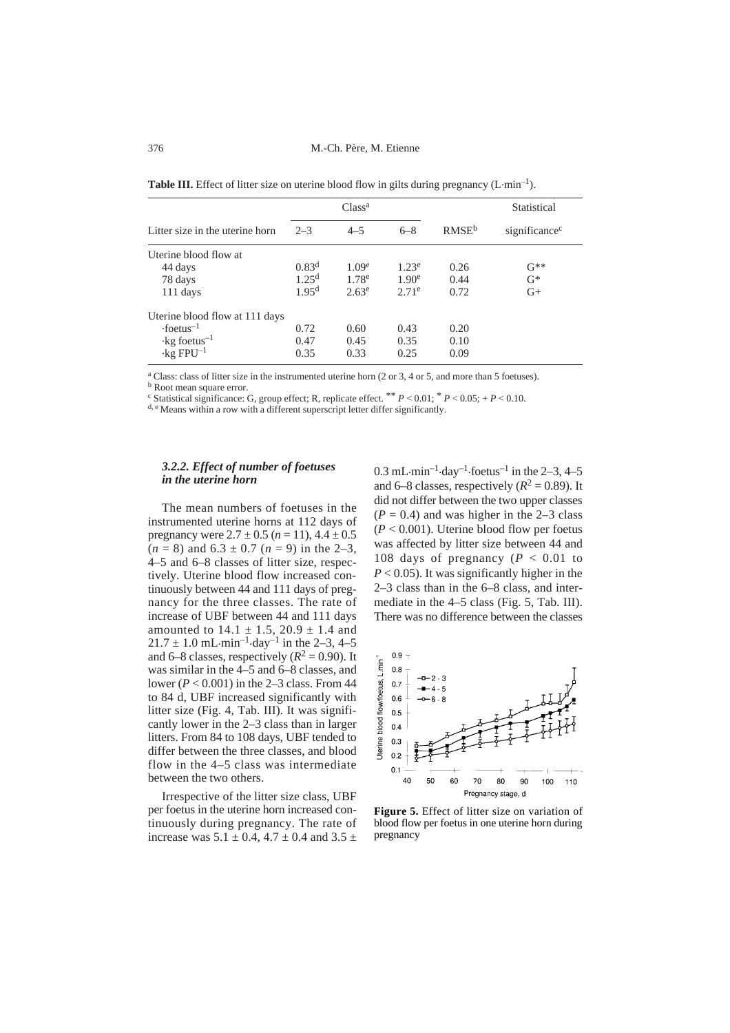**Table III.** Effect of litter size on uterine blood flow in gilts during pregnancy ($L \cdot min^{-1}$).

| Litter size in the uterine horn | Class[a] | | | RMSE[b] | Statistical significance[c] |
|---|---|---|---|---|---|
| | 2–3 | 4–5 | 6–8 | | |
| Uterine blood flow at | | | | | |
| 44 days | 0.83[d] | 1.09[e] | 1.23[e] | 0.26 | G** |
| 78 days | 1.25[d] | 1.78[e] | 1.90[e] | 0.44 | G* |
| 111 days | 1.95[d] | 2.63[e] | 2.71[e] | 0.72 | G+ |
| Uterine blood flow at 111 days | | | | | |
| $\cdot$foetus$^{-1}$ | 0.72 | 0.60 | 0.43 | 0.20 | |
| $\cdot$kg foetus$^{-1}$ | 0.47 | 0.45 | 0.35 | 0.10 | |
| $\cdot$kg FPU$^{-1}$ | 0.35 | 0.33 | 0.25 | 0.09 | |

[a] Class: class of litter size in the instrumented uterine horn (2 or 3, 4 or 5, and more than 5 foetuses).
[b] Root mean square error.
[c] Statistical significance: G, group effect; R, replicate effect. ** $P < 0.01$; * $P < 0.05$; + $P < 0.10$.
[d, e] Means within a row with a different superscript letter differ significantly.

### *3.2.2. Effect of number of foetuses in the uterine horn*

The mean numbers of foetuses in the instrumented uterine horns at 112 days of pregnancy were $2.7 \pm 0.5$ ($n = 11$), $4.4 \pm 0.5$ ($n = 8$) and $6.3 \pm 0.7$ ($n = 9$) in the 2–3, 4–5 and 6–8 classes of litter size, respectively. Uterine blood flow increased continuously between 44 and 111 days of pregnancy for the three classes. The rate of increase of UBF between 44 and 111 days amounted to $14.1 \pm 1.5$, $20.9 \pm 1.4$ and $21.7 \pm 1.0$ $mL \cdot min^{-1} \cdot day^{-1}$ in the 2–3, 4–5 and 6–8 classes, respectively ($R^2 = 0.90$). It was similar in the 4–5 and 6–8 classes, and lower ($P < 0.001$) in the 2–3 class. From 44 to 84 d, UBF increased significantly with litter size (Fig. 4, Tab. III). It was significantly lower in the 2–3 class than in larger litters. From 84 to 108 days, UBF tended to differ between the three classes, and blood flow in the 4–5 class was intermediate between the two others.

Irrespective of the litter size class, UBF per foetus in the uterine horn increased continuously during pregnancy. The rate of increase was $5.1 \pm 0.4$, $4.7 \pm 0.4$ and $3.5 \pm 0.3$ $mL \cdot min^{-1} \cdot day^{-1} \cdot foetus^{-1}$ in the 2–3, 4–5 and 6–8 classes, respectively ($R^2 = 0.89$). It did not differ between the two upper classes ($P = 0.4$) and was higher in the 2–3 class ($P < 0.001$). Uterine blood flow per foetus was affected by litter size between 44 and 108 days of pregnancy ($P < 0.01$ to $P < 0.05$). It was significantly higher in the 2–3 class than in the 6–8 class, and intermediate in the 4–5 class (Fig. 5, Tab. III). There was no difference between the classes

**Figure 5.** Effect of litter size on variation of blood flow per foetus in one uterine horn during pregnancy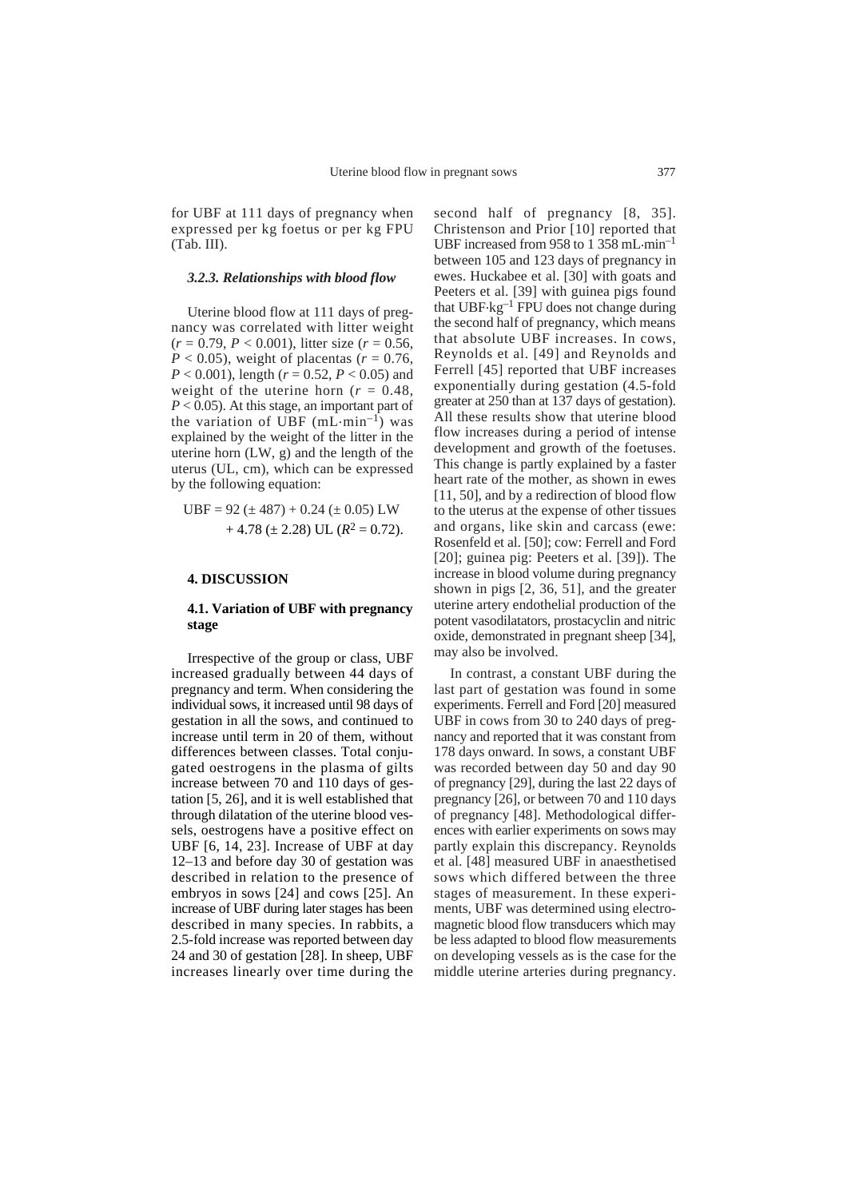for UBF at 111 days of pregnancy when expressed per kg foetus or per kg FPU (Tab. III).

#### *3.2.3. Relationships with blood flow*

Uterine blood flow at 111 days of pregnancy was correlated with litter weight ($r = 0.79$, $P < 0.001$), litter size ($r = 0.56$, $P < 0.05$), weight of placentas ($r = 0.76$, $P < 0.001$), length ($r = 0.52$, $P < 0.05$) and weight of the uterine horn ($r = 0.48$, $P < 0.05$). At this stage, an important part of the variation of UBF ($mL \cdot min^{-1}$) was explained by the weight of the litter in the uterine horn (LW, g) and the length of the uterus (UL, cm), which can be expressed by the following equation:

$$UBF = 92\ (\pm\ 487) + 0.24\ (\pm\ 0.05)\ LW + 4.78\ (\pm\ 2.28)\ UL\ (R^2 = 0.72).$$

## 4. DISCUSSION

### 4.1. Variation of UBF with pregnancy stage

Irrespective of the group or class, UBF increased gradually between 44 days of pregnancy and term. When considering the individual sows, it increased until 98 days of gestation in all the sows, and continued to increase until term in 20 of them, without differences between classes. Total conjugated oestrogens in the plasma of gilts increase between 70 and 110 days of gestation [5, 26], and it is well established that through dilatation of the uterine blood vessels, oestrogens have a positive effect on UBF [6, 14, 23]. Increase of UBF at day 12–13 and before day 30 of gestation was described in relation to the presence of embryos in sows [24] and cows [25]. An increase of UBF during later stages has been described in many species. In rabbits, a 2.5-fold increase was reported between day 24 and 30 of gestation [28]. In sheep, UBF increases linearly over time during the second half of pregnancy [8, 35]. Christenson and Prior [10] reported that UBF increased from 958 to 1 358 $mL \cdot min^{-1}$ between 105 and 123 days of pregnancy in ewes. Huckabee et al. [30] with goats and Peeters et al. [39] with guinea pigs found that $UBF \cdot kg^{-1}$ FPU does not change during the second half of pregnancy, which means that absolute UBF increases. In cows, Reynolds et al. [49] and Reynolds and Ferrell [45] reported that UBF increases exponentially during gestation (4.5-fold greater at 250 than at 137 days of gestation). All these results show that uterine blood flow increases during a period of intense development and growth of the foetuses. This change is partly explained by a faster heart rate of the mother, as shown in ewes [11, 50], and by a redirection of blood flow to the uterus at the expense of other tissues and organs, like skin and carcass (ewe: Rosenfeld et al. [50]; cow: Ferrell and Ford [20]; guinea pig: Peeters et al. [39]). The increase in blood volume during pregnancy shown in pigs [2, 36, 51], and the greater uterine artery endothelial production of the potent vasodilatators, prostacyclin and nitric oxide, demonstrated in pregnant sheep [34], may also be involved.

In contrast, a constant UBF during the last part of gestation was found in some experiments. Ferrell and Ford [20] measured UBF in cows from 30 to 240 days of pregnancy and reported that it was constant from 178 days onward. In sows, a constant UBF was recorded between day 50 and day 90 of pregnancy [29], during the last 22 days of pregnancy [26], or between 70 and 110 days of pregnancy [48]. Methodological differences with earlier experiments on sows may partly explain this discrepancy. Reynolds et al. [48] measured UBF in anaesthetised sows which differed between the three stages of measurement. In these experiments, UBF was determined using electromagnetic blood flow transducers which may be less adapted to blood flow measurements on developing vessels as is the case for the middle uterine arteries during pregnancy.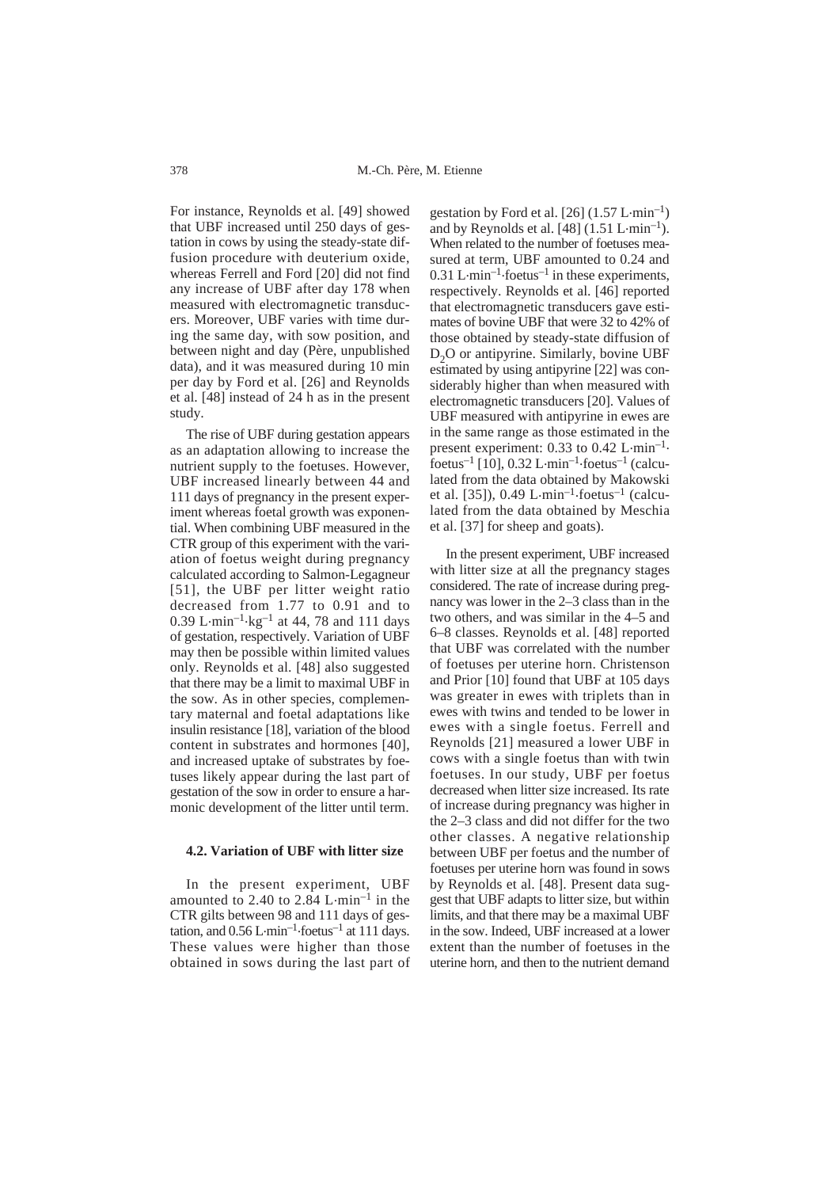For instance, Reynolds et al. [49] showed that UBF increased until 250 days of gestation in cows by using the steady-state diffusion procedure with deuterium oxide, whereas Ferrell and Ford [20] did not find any increase of UBF after day 178 when measured with electromagnetic transducers. Moreover, UBF varies with time during the same day, with sow position, and between night and day (Père, unpublished data), and it was measured during 10 min per day by Ford et al. [26] and Reynolds et al. [48] instead of 24 h as in the present study.

The rise of UBF during gestation appears as an adaptation allowing to increase the nutrient supply to the foetuses. However, UBF increased linearly between 44 and 111 days of pregnancy in the present experiment whereas foetal growth was exponential. When combining UBF measured in the CTR group of this experiment with the variation of foetus weight during pregnancy calculated according to Salmon-Legagneur [51], the UBF per litter weight ratio decreased from 1.77 to 0.91 and to 0.39 $L \cdot min^{-1} \cdot kg^{-1}$ at 44, 78 and 111 days of gestation, respectively. Variation of UBF may then be possible within limited values only. Reynolds et al. [48] also suggested that there may be a limit to maximal UBF in the sow. As in other species, complementary maternal and foetal adaptations like insulin resistance [18], variation of the blood content in substrates and hormones [40], and increased uptake of substrates by foetuses likely appear during the last part of gestation of the sow in order to ensure a harmonic development of the litter until term.

### 4.2. Variation of UBF with litter size

In the present experiment, UBF amounted to 2.40 to 2.84 $L \cdot min^{-1}$ in the CTR gilts between 98 and 111 days of gestation, and 0.56 $L \cdot min^{-1} \cdot foetus^{-1}$ at 111 days. These values were higher than those obtained in sows during the last part of gestation by Ford et al. [26] (1.57 $L \cdot min^{-1}$) and by Reynolds et al. [48] (1.51 $L \cdot min^{-1}$). When related to the number of foetuses measured at term, UBF amounted to 0.24 and 0.31 $L \cdot min^{-1} \cdot foetus^{-1}$ in these experiments, respectively. Reynolds et al. [46] reported that electromagnetic transducers gave estimates of bovine UBF that were 32 to 42% of those obtained by steady-state diffusion of $D_2O$ or antipyrine. Similarly, bovine UBF estimated by using antipyrine [22] was considerably higher than when measured with electromagnetic transducers [20]. Values of UBF measured with antipyrine in ewes are in the same range as those estimated in the present experiment: 0.33 to 0.42 $L \cdot min^{-1} \cdot foetus^{-1}$ [10], 0.32 $L \cdot min^{-1} \cdot foetus^{-1}$ (calculated from the data obtained by Makowski et al. [35]), 0.49 $L \cdot min^{-1} \cdot foetus^{-1}$ (calculated from the data obtained by Meschia et al. [37] for sheep and goats).

In the present experiment, UBF increased with litter size at all the pregnancy stages considered. The rate of increase during pregnancy was lower in the 2–3 class than in the two others, and was similar in the 4–5 and 6–8 classes. Reynolds et al. [48] reported that UBF was correlated with the number of foetuses per uterine horn. Christenson and Prior [10] found that UBF at 105 days was greater in ewes with triplets than in ewes with twins and tended to be lower in ewes with a single foetus. Ferrell and Reynolds [21] measured a lower UBF in cows with a single foetus than with twin foetuses. In our study, UBF per foetus decreased when litter size increased. Its rate of increase during pregnancy was higher in the 2–3 class and did not differ for the two other classes. A negative relationship between UBF per foetus and the number of foetuses per uterine horn was found in sows by Reynolds et al. [48]. Present data suggest that UBF adapts to litter size, but within limits, and that there may be a maximal UBF in the sow. Indeed, UBF increased at a lower extent than the number of foetuses in the uterine horn, and then to the nutrient demand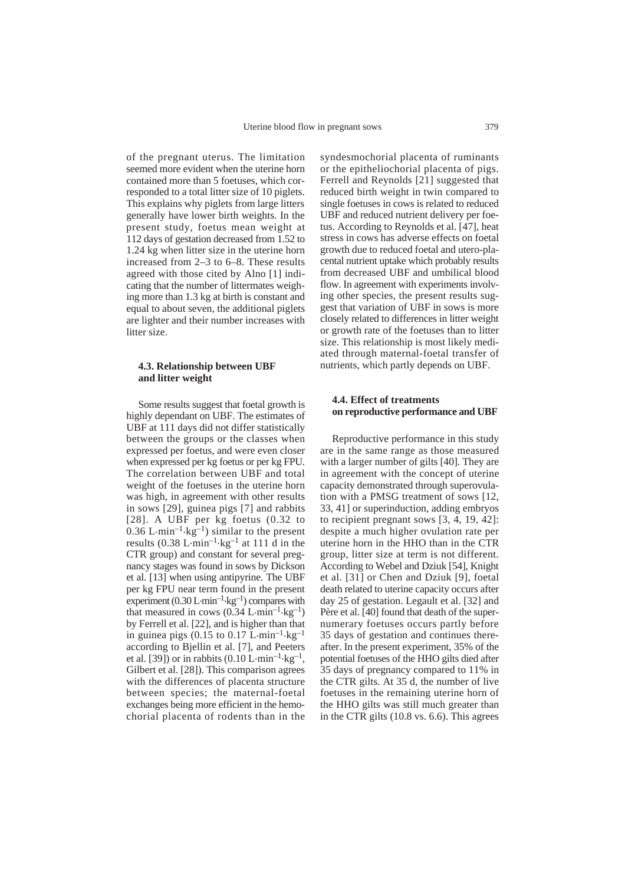of the pregnant uterus. The limitation seemed more evident when the uterine horn contained more than 5 foetuses, which corresponded to a total litter size of 10 piglets. This explains why piglets from large litters generally have lower birth weights. In the present study, foetus mean weight at 112 days of gestation decreased from 1.52 to 1.24 kg when litter size in the uterine horn increased from 2–3 to 6–8. These results agreed with those cited by Alno [1] indicating that the number of littermates weighing more than 1.3 kg at birth is constant and equal to about seven, the additional piglets are lighter and their number increases with litter size.

### 4.3. Relationship between UBF and litter weight

Some results suggest that foetal growth is highly dependant on UBF. The estimates of UBF at 111 days did not differ statistically between the groups or the classes when expressed per foetus, and were even closer when expressed per kg foetus or per kg FPU. The correlation between UBF and total weight of the foetuses in the uterine horn was high, in agreement with other results in sows [29], guinea pigs [7] and rabbits [28]. A UBF per kg foetus (0.32 to 0.36 $L \cdot min^{-1} \cdot kg^{-1}$) similar to the present results (0.38 $L \cdot min^{-1} \cdot kg^{-1}$ at 111 d in the CTR group) and constant for several pregnancy stages was found in sows by Dickson et al. [13] when using antipyrine. The UBF per kg FPU near term found in the present experiment (0.30 $L \cdot min^{-1} \cdot kg^{-1}$) compares with that measured in cows (0.34 $L \cdot min^{-1} \cdot kg^{-1}$) by Ferrell et al. [22], and is higher than that in guinea pigs (0.15 to 0.17 $L \cdot min^{-1} \cdot kg^{-1}$ according to Bjellin et al. [7], and Peeters et al. [39]) or in rabbits (0.10 $L \cdot min^{-1} \cdot kg^{-1}$, Gilbert et al. [28]). This comparison agrees with the differences of placenta structure between species; the maternal-foetal exchanges being more efficient in the hemochorial placenta of rodents than in the syndesmochorial placenta of ruminants or the epitheliochorial placenta of pigs. Ferrell and Reynolds [21] suggested that reduced birth weight in twin compared to single foetuses in cows is related to reduced UBF and reduced nutrient delivery per foetus. According to Reynolds et al. [47], heat stress in cows has adverse effects on foetal growth due to reduced foetal and utero-placental nutrient uptake which probably results from decreased UBF and umbilical blood flow. In agreement with experiments involving other species, the present results suggest that variation of UBF in sows is more closely related to differences in litter weight or growth rate of the foetuses than to litter size. This relationship is most likely mediated through maternal-foetal transfer of nutrients, which partly depends on UBF.

### 4.4. Effect of treatments on reproductive performance and UBF

Reproductive performance in this study are in the same range as those measured with a larger number of gilts [40]. They are in agreement with the concept of uterine capacity demonstrated through superovulation with a PMSG treatment of sows [12, 33, 41] or superinduction, adding embryos to recipient pregnant sows [3, 4, 19, 42]: despite a much higher ovulation rate per uterine horn in the HHO than in the CTR group, litter size at term is not different. According to Webel and Dziuk [54], Knight et al. [31] or Chen and Dziuk [9], foetal death related to uterine capacity occurs after day 25 of gestation. Legault et al. [32] and Père et al. [40] found that death of the supernumerary foetuses occurs partly before 35 days of gestation and continues thereafter. In the present experiment, 35% of the potential foetuses of the HHO gilts died after 35 days of pregnancy compared to 11% in the CTR gilts. At 35 d, the number of live foetuses in the remaining uterine horn of the HHO gilts was still much greater than in the CTR gilts (10.8 vs. 6.6). This agrees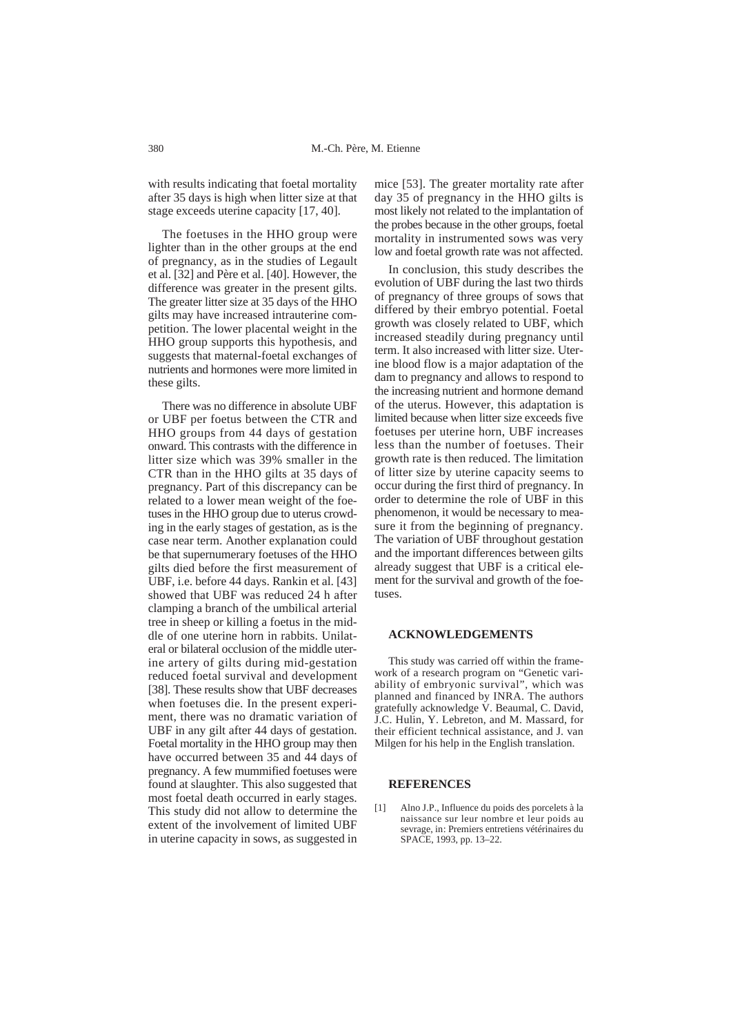with results indicating that foetal mortality after 35 days is high when litter size at that stage exceeds uterine capacity [17, 40].

The foetuses in the HHO group were lighter than in the other groups at the end of pregnancy, as in the studies of Legault et al. [32] and Père et al. [40]. However, the difference was greater in the present gilts. The greater litter size at 35 days of the HHO gilts may have increased intrauterine competition. The lower placental weight in the HHO group supports this hypothesis, and suggests that maternal-foetal exchanges of nutrients and hormones were more limited in these gilts.

There was no difference in absolute UBF or UBF per foetus between the CTR and HHO groups from 44 days of gestation onward. This contrasts with the difference in litter size which was 39% smaller in the CTR than in the HHO gilts at 35 days of pregnancy. Part of this discrepancy can be related to a lower mean weight of the foetuses in the HHO group due to uterus crowding in the early stages of gestation, as is the case near term. Another explanation could be that supernumerary foetuses of the HHO gilts died before the first measurement of UBF, i.e. before 44 days. Rankin et al. [43] showed that UBF was reduced 24 h after clamping a branch of the umbilical arterial tree in sheep or killing a foetus in the middle of one uterine horn in rabbits. Unilateral or bilateral occlusion of the middle uterine artery of gilts during mid-gestation reduced foetal survival and development [38]. These results show that UBF decreases when foetuses die. In the present experiment, there was no dramatic variation of UBF in any gilt after 44 days of gestation. Foetal mortality in the HHO group may then have occurred between 35 and 44 days of pregnancy. A few mummified foetuses were found at slaughter. This also suggested that most foetal death occurred in early stages. This study did not allow to determine the extent of the involvement of limited UBF in uterine capacity in sows, as suggested in mice [53]. The greater mortality rate after day 35 of pregnancy in the HHO gilts is most likely not related to the implantation of the probes because in the other groups, foetal mortality in instrumented sows was very low and foetal growth rate was not affected.

In conclusion, this study describes the evolution of UBF during the last two thirds of pregnancy of three groups of sows that differed by their embryo potential. Foetal growth was closely related to UBF, which increased steadily during pregnancy until term. It also increased with litter size. Uterine blood flow is a major adaptation of the dam to pregnancy and allows to respond to the increasing nutrient and hormone demand of the uterus. However, this adaptation is limited because when litter size exceeds five foetuses per uterine horn, UBF increases less than the number of foetuses. Their growth rate is then reduced. The limitation of litter size by uterine capacity seems to occur during the first third of pregnancy. In order to determine the role of UBF in this phenomenon, it would be necessary to measure it from the beginning of pregnancy. The variation of UBF throughout gestation and the important differences between gilts already suggest that UBF is a critical element for the survival and growth of the foetuses.

## ACKNOWLEDGEMENTS

This study was carried off within the framework of a research program on "Genetic variability of embryonic survival", which was planned and financed by INRA. The authors gratefully acknowledge V. Beaumal, C. David, J.C. Hulin, Y. Lebreton, and M. Massard, for their efficient technical assistance, and J. van Milgen for his help in the English translation.

## REFERENCES

[1] Alno J.P., Influence du poids des porcelets à la naissance sur leur nombre et leur poids au sevrage, in: Premiers entretiens vétérinaires du SPACE, 1993, pp. 13–22.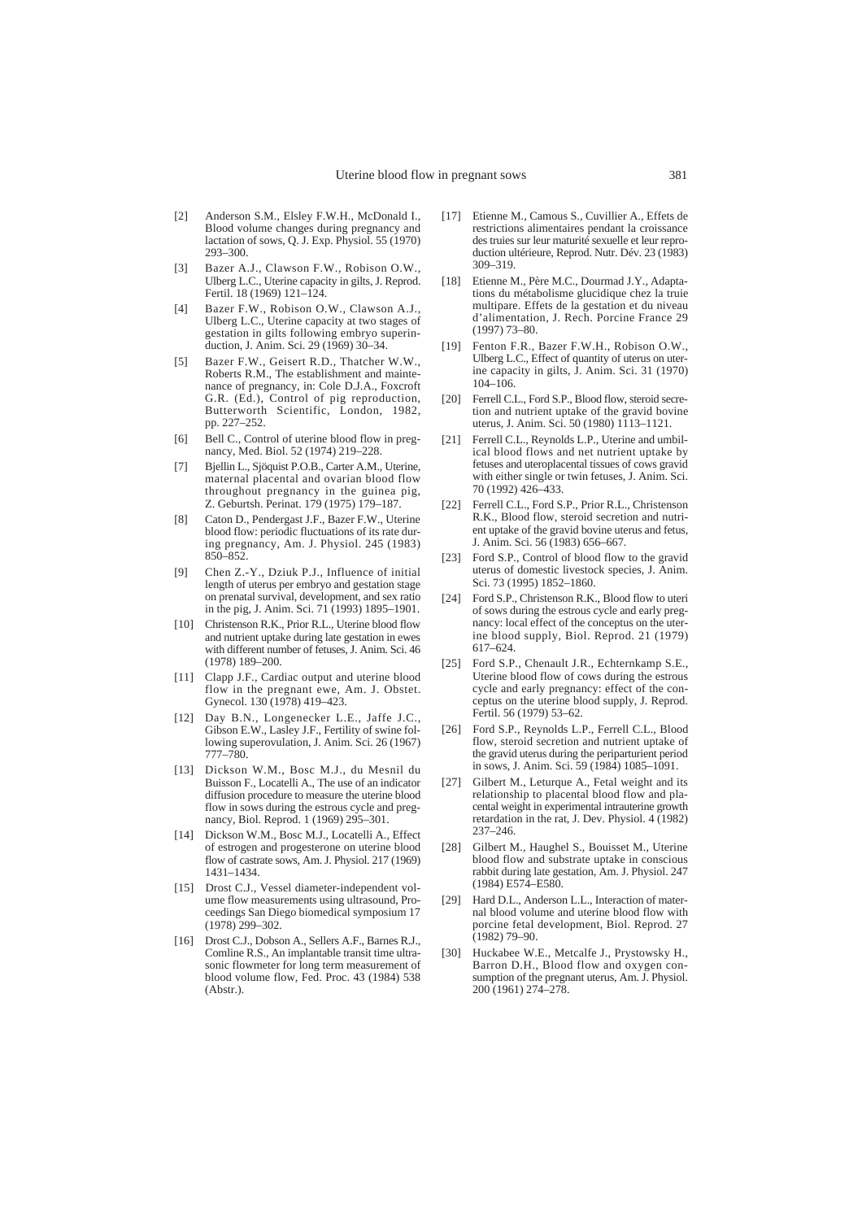[2] Anderson S.M., Elsley F.W.H., McDonald I., Blood volume changes during pregnancy and lactation of sows, Q. J. Exp. Physiol. 55 (1970) 293–300.

[3] Bazer A.J., Clawson F.W., Robison O.W., Ulberg L.C., Uterine capacity in gilts, J. Reprod. Fertil. 18 (1969) 121–124.

[4] Bazer F.W., Robison O.W., Clawson A.J., Ulberg L.C., Uterine capacity at two stages of gestation in gilts following embryo superinduction, J. Anim. Sci. 29 (1969) 30–34.

[5] Bazer F.W., Geisert R.D., Thatcher W.W., Roberts R.M., The establishment and maintenance of pregnancy, in: Cole D.J.A., Foxcroft G.R. (Ed.), Control of pig reproduction, Butterworth Scientific, London, 1982, pp. 227–252.

[6] Bell C., Control of uterine blood flow in pregnancy, Med. Biol. 52 (1974) 219–228.

[7] Bjellin L., Sjöquist P.O.B., Carter A.M., Uterine, maternal placental and ovarian blood flow throughout pregnancy in the guinea pig, Z. Geburtsh. Perinat. 179 (1975) 179–187.

[8] Caton D., Pendergast J.F., Bazer F.W., Uterine blood flow: periodic fluctuations of its rate during pregnancy, Am. J. Physiol. 245 (1983) 850–852.

[9] Chen Z.-Y., Dziuk P.J., Influence of initial length of uterus per embryo and gestation stage on prenatal survival, development, and sex ratio in the pig, J. Anim. Sci. 71 (1993) 1895–1901.

[10] Christenson R.K., Prior R.L., Uterine blood flow and nutrient uptake during late gestation in ewes with different number of fetuses, J. Anim. Sci. 46 (1978) 189–200.

[11] Clapp J.F., Cardiac output and uterine blood flow in the pregnant ewe, Am. J. Obstet. Gynecol. 130 (1978) 419–423.

[12] Day B.N., Longenecker L.E., Jaffe J.C., Gibson E.W., Lasley J.F., Fertility of swine following superovulation, J. Anim. Sci. 26 (1967) 777–780.

[13] Dickson W.M., Bosc M.J., du Mesnil du Buisson F., Locatelli A., The use of an indicator diffusion procedure to measure the uterine blood flow in sows during the estrous cycle and pregnancy, Biol. Reprod. 1 (1969) 295–301.

[14] Dickson W.M., Bosc M.J., Locatelli A., Effect of estrogen and progesterone on uterine blood flow of castrate sows, Am. J. Physiol. 217 (1969) 1431–1434.

[15] Drost C.J., Vessel diameter-independent volume flow measurements using ultrasound, Proceedings San Diego biomedical symposium 17 (1978) 299–302.

[16] Drost C.J., Dobson A., Sellers A.F., Barnes R.J., Comline R.S., An implantable transit time ultrasonic flowmeter for long term measurement of blood volume flow, Fed. Proc. 43 (1984) 538 (Abstr.).

[17] Etienne M., Camous S., Cuvillier A., Effets de restrictions alimentaires pendant la croissance des truies sur leur maturité sexuelle et leur reproduction ultérieure, Reprod. Nutr. Dév. 23 (1983) 309–319.

[18] Etienne M., Père M.C., Dourmad J.Y., Adaptations du métabolisme glucidique chez la truie multipare. Effets de la gestation et du niveau d'alimentation, J. Rech. Porcine France 29 (1997) 73–80.

[19] Fenton F.R., Bazer F.W.H., Robison O.W., Ulberg L.C., Effect of quantity of uterus on uterine capacity in gilts, J. Anim. Sci. 31 (1970) 104–106.

[20] Ferrell C.L., Ford S.P., Blood flow, steroid secretion and nutrient uptake of the gravid bovine uterus, J. Anim. Sci. 50 (1980) 1113–1121.

[21] Ferrell C.L., Reynolds L.P., Uterine and umbilical blood flows and net nutrient uptake by fetuses and uteroplacental tissues of cows gravid with either single or twin fetuses, J. Anim. Sci. 70 (1992) 426–433.

[22] Ferrell C.L., Ford S.P., Prior R.L., Christenson R.K., Blood flow, steroid secretion and nutrient uptake of the gravid bovine uterus and fetus, J. Anim. Sci. 56 (1983) 656–667.

[23] Ford S.P., Control of blood flow to the gravid uterus of domestic livestock species, J. Anim. Sci. 73 (1995) 1852–1860.

[24] Ford S.P., Christenson R.K., Blood flow to uteri of sows during the estrous cycle and early pregnancy: local effect of the conceptus on the uterine blood supply, Biol. Reprod. 21 (1979) 617–624.

[25] Ford S.P., Chenault J.R., Echternkamp S.E., Uterine blood flow of cows during the estrous cycle and early pregnancy: effect of the conceptus on the uterine blood supply, J. Reprod. Fertil. 56 (1979) 53–62.

[26] Ford S.P., Reynolds L.P., Ferrell C.L., Blood flow, steroid secretion and nutrient uptake of the gravid uterus during the periparturient period in sows, J. Anim. Sci. 59 (1984) 1085–1091.

[27] Gilbert M., Leturque A., Fetal weight and its relationship to placental blood flow and placental weight in experimental intrauterine growth retardation in the rat, J. Dev. Physiol. 4 (1982) 237–246.

[28] Gilbert M., Haughel S., Bouisset M., Uterine blood flow and substrate uptake in conscious rabbit during late gestation, Am. J. Physiol. 247 (1984) E574–E580.

[29] Hard D.L., Anderson L.L., Interaction of maternal blood volume and uterine blood flow with porcine fetal development, Biol. Reprod. 27 (1982) 79–90.

[30] Huckabee W.E., Metcalfe J., Prystowsky H., Barron D.H., Blood flow and oxygen consumption of the pregnant uterus, Am. J. Physiol. 200 (1961) 274–278.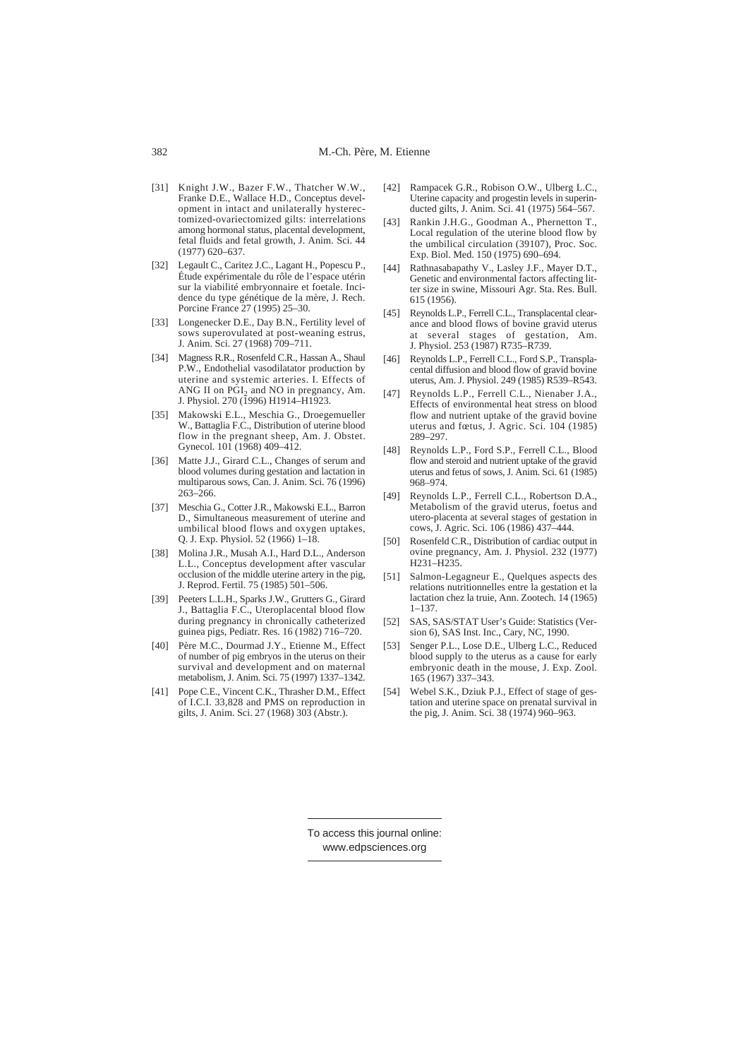[31] Knight J.W., Bazer F.W., Thatcher W.W., Franke D.E., Wallace H.D., Conceptus development in intact and unilaterally hysterectomized-ovariectomized gilts: interrelations among hormonal status, placental development, fetal fluids and fetal growth, J. Anim. Sci. 44 (1977) 620–637.

[32] Legault C., Caritez J.C., Lagant H., Popescu P., Étude expérimentale du rôle de l'espace utérin sur la viabilité embryonnaire et foetale. Incidence du type génétique de la mère, J. Rech. Porcine France 27 (1995) 25–30.

[33] Longenecker D.E., Day B.N., Fertility level of sows superovulated at post-weaning estrus, J. Anim. Sci. 27 (1968) 709–711.

[34] Magness R.R., Rosenfeld C.R., Hassan A., Shaul P.W., Endothelial vasodilatator production by uterine and systemic arteries. I. Effects of ANG II on $PGI_2$ and NO in pregnancy, Am. J. Physiol. 270 (1996) H1914–H1923.

[35] Makowski E.L., Meschia G., Droegemueller W., Battaglia F.C., Distribution of uterine blood flow in the pregnant sheep, Am. J. Obstet. Gynecol. 101 (1968) 409–412.

[36] Matte J.J., Girard C.L., Changes of serum and blood volumes during gestation and lactation in multiparous sows, Can. J. Anim. Sci. 76 (1996) 263–266.

[37] Meschia G., Cotter J.R., Makowski E.L., Barron D., Simultaneous measurement of uterine and umbilical blood flows and oxygen uptakes, Q. J. Exp. Physiol. 52 (1966) 1–18.

[38] Molina J.R., Musah A.I., Hard D.L., Anderson L.L., Conceptus development after vascular occlusion of the middle uterine artery in the pig, J. Reprod. Fertil. 75 (1985) 501–506.

[39] Peeters L.L.H., Sparks J.W., Grutters G., Girard J., Battaglia F.C., Uteroplacental blood flow during pregnancy in chronically catheterized guinea pigs, Pediatr. Res. 16 (1982) 716–720.

[40] Père M.C., Dourmad J.Y., Etienne M., Effect of number of pig embryos in the uterus on their survival and development and on maternal metabolism, J. Anim. Sci. 75 (1997) 1337–1342.

[41] Pope C.E., Vincent C.K., Thrasher D.M., Effect of I.C.I. 33,828 and PMS on reproduction in gilts, J. Anim. Sci. 27 (1968) 303 (Abstr.).

[42] Rampacek G.R., Robison O.W., Ulberg L.C., Uterine capacity and progestin levels in superinducted gilts, J. Anim. Sci. 41 (1975) 564–567.

[43] Rankin J.H.G., Goodman A., Phernetton T., Local regulation of the uterine blood flow by the umbilical circulation (39107), Proc. Soc. Exp. Biol. Med. 150 (1975) 690–694.

[44] Rathnasabapathy V., Lasley J.F., Mayer D.T., Genetic and environmental factors affecting litter size in swine, Missouri Agr. Sta. Res. Bull. 615 (1956).

[45] Reynolds L.P., Ferrell C.L., Transplacental clearance and blood flows of bovine gravid uterus at several stages of gestation, Am. J. Physiol. 253 (1987) R735–R739.

[46] Reynolds L.P., Ferrell C.L., Ford S.P., Transplacental diffusion and blood flow of gravid bovine uterus, Am. J. Physiol. 249 (1985) R539–R543.

[47] Reynolds L.P., Ferrell C.L., Nienaber J.A., Effects of environmental heat stress on blood flow and nutrient uptake of the gravid bovine uterus and fœtus, J. Agric. Sci. 104 (1985) 289–297.

[48] Reynolds L.P., Ford S.P., Ferrell C.L., Blood flow and steroid and nutrient uptake of the gravid uterus and fetus of sows, J. Anim. Sci. 61 (1985) 968–974.

[49] Reynolds L.P., Ferrell C.L., Robertson D.A., Metabolism of the gravid uterus, foetus and utero-placenta at several stages of gestation in cows, J. Agric. Sci. 106 (1986) 437–444.

[50] Rosenfeld C.R., Distribution of cardiac output in ovine pregnancy, Am. J. Physiol. 232 (1977) H231–H235.

[51] Salmon-Legagneur E., Quelques aspects des relations nutritionnelles entre la gestation et la lactation chez la truie, Ann. Zootech. 14 (1965) 1–137.

[52] SAS, SAS/STAT User's Guide: Statistics (Version 6), SAS Inst. Inc., Cary, NC, 1990.

[53] Senger P.L., Lose D.E., Ulberg L.C., Reduced blood supply to the uterus as a cause for early embryonic death in the mouse, J. Exp. Zool. 165 (1967) 337–343.

[54] Webel S.K., Dziuk P.J., Effect of stage of gestation and uterine space on prenatal survival in the pig, J. Anim. Sci. 38 (1974) 960–963.

To access this journal online:
www.edpsciences.org